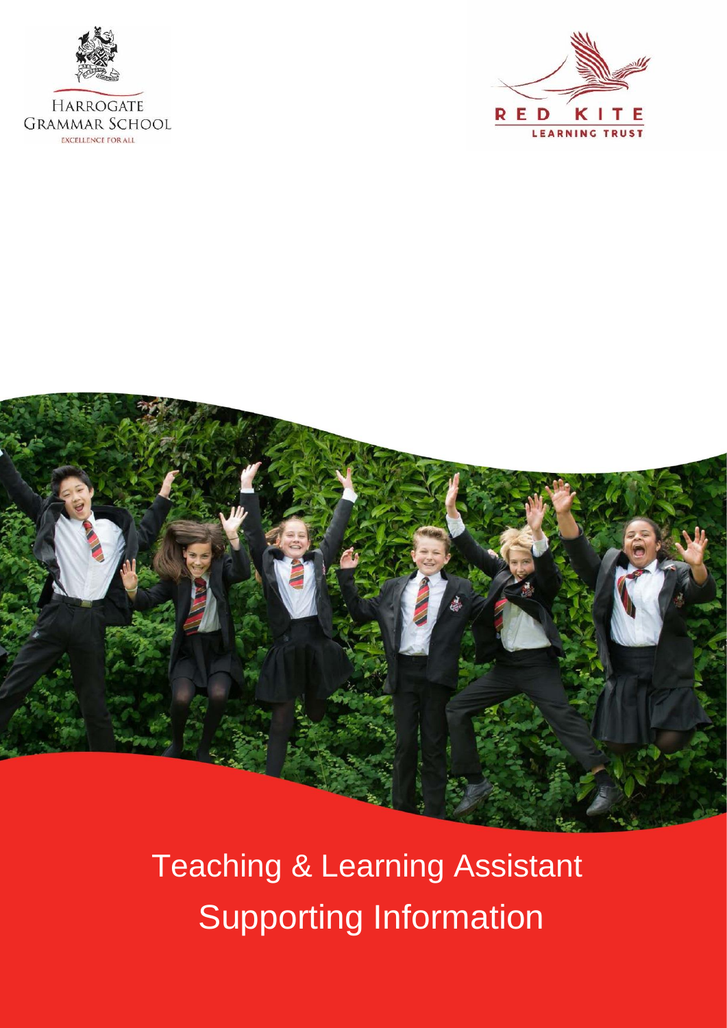HARROGATE GRAMMAR SCHOOL

EXCELLENCE FOR ALL

RED KITE LEARNING TRUST

# Teaching & Learning Assistant Supporting Information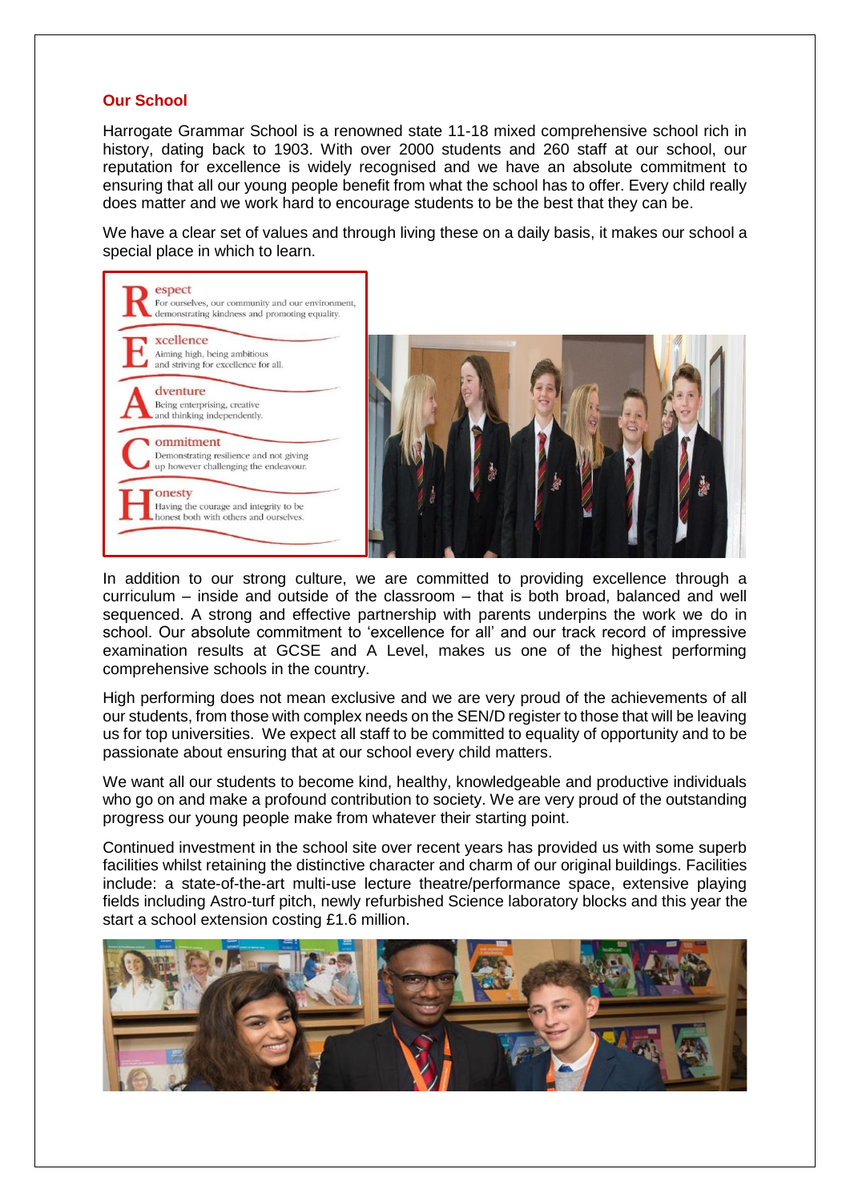## Our School

Harrogate Grammar School is a renowned state 11-18 mixed comprehensive school rich in history, dating back to 1903. With over 2000 students and 260 staff at our school, our reputation for excellence is widely recognised and we have an absolute commitment to ensuring that all our young people benefit from what the school has to offer. Every child really does matter and we work hard to encourage students to be the best that they can be.

We have a clear set of values and through living these on a daily basis, it makes our school a special place in which to learn.

**R**espect
For ourselves, our community and our environment, demonstrating kindness and promoting equality.

**E**xcellence
Aiming high, being ambitious and striving for excellence for all.

**A**dventure
Being enterprising, creative and thinking independently.

**C**ommitment
Demonstrating resilience and not giving up however challenging the endeavour.

**H**onesty
Having the courage and integrity to be honest both with others and ourselves.

In addition to our strong culture, we are committed to providing excellence through a curriculum – inside and outside of the classroom – that is both broad, balanced and well sequenced. A strong and effective partnership with parents underpins the work we do in school. Our absolute commitment to 'excellence for all' and our track record of impressive examination results at GCSE and A Level, makes us one of the highest performing comprehensive schools in the country.

High performing does not mean exclusive and we are very proud of the achievements of all our students, from those with complex needs on the SEN/D register to those that will be leaving us for top universities. We expect all staff to be committed to equality of opportunity and to be passionate about ensuring that at our school every child matters.

We want all our students to become kind, healthy, knowledgeable and productive individuals who go on and make a profound contribution to society. We are very proud of the outstanding progress our young people make from whatever their starting point.

Continued investment in the school site over recent years has provided us with some superb facilities whilst retaining the distinctive character and charm of our original buildings. Facilities include: a state-of-the-art multi-use lecture theatre/performance space, extensive playing fields including Astro-turf pitch, newly refurbished Science laboratory blocks and this year the start a school extension costing £1.6 million.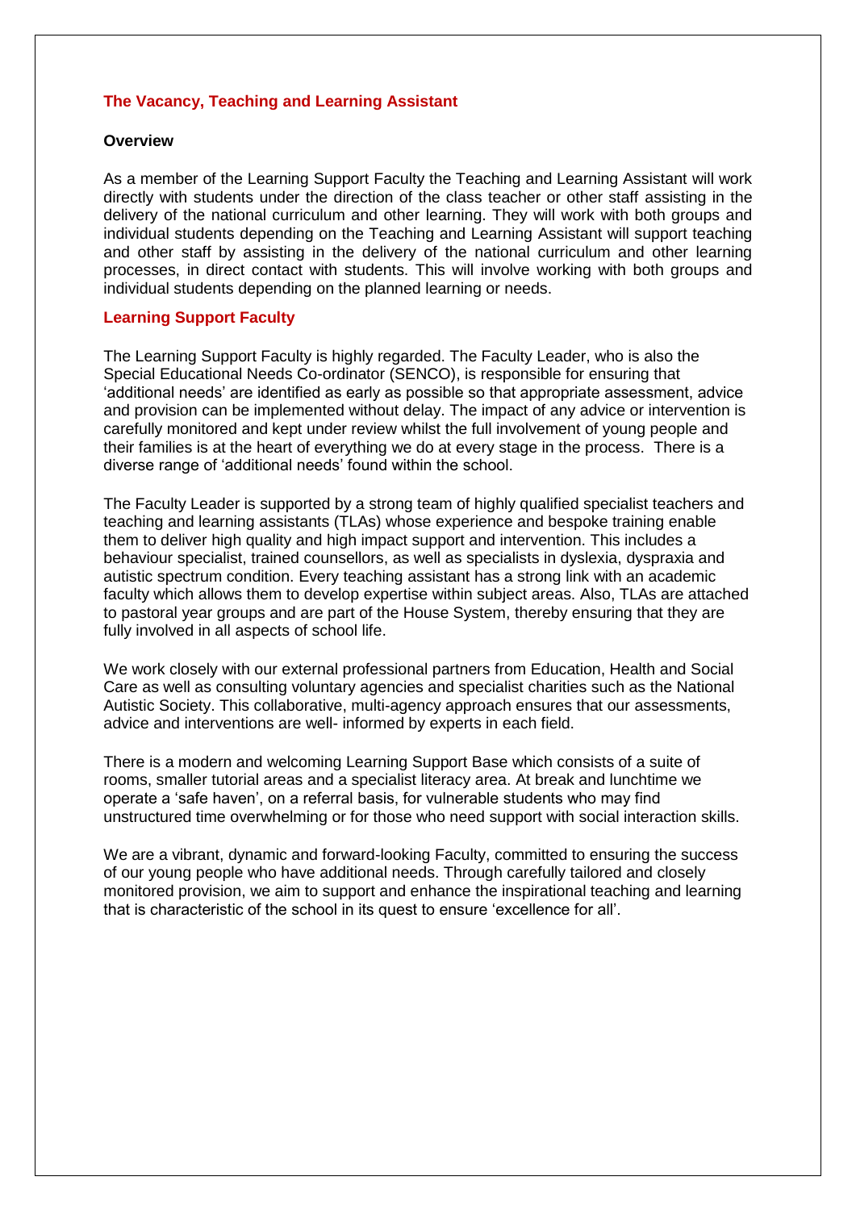## The Vacancy, Teaching and Learning Assistant

### Overview

As a member of the Learning Support Faculty the Teaching and Learning Assistant will work directly with students under the direction of the class teacher or other staff assisting in the delivery of the national curriculum and other learning. They will work with both groups and individual students depending on the Teaching and Learning Assistant will support teaching and other staff by assisting in the delivery of the national curriculum and other learning processes, in direct contact with students. This will involve working with both groups and individual students depending on the planned learning or needs.

### Learning Support Faculty

The Learning Support Faculty is highly regarded. The Faculty Leader, who is also the Special Educational Needs Co-ordinator (SENCO), is responsible for ensuring that 'additional needs' are identified as early as possible so that appropriate assessment, advice and provision can be implemented without delay. The impact of any advice or intervention is carefully monitored and kept under review whilst the full involvement of young people and their families is at the heart of everything we do at every stage in the process. There is a diverse range of 'additional needs' found within the school.

The Faculty Leader is supported by a strong team of highly qualified specialist teachers and teaching and learning assistants (TLAs) whose experience and bespoke training enable them to deliver high quality and high impact support and intervention. This includes a behaviour specialist, trained counsellors, as well as specialists in dyslexia, dyspraxia and autistic spectrum condition. Every teaching assistant has a strong link with an academic faculty which allows them to develop expertise within subject areas. Also, TLAs are attached to pastoral year groups and are part of the House System, thereby ensuring that they are fully involved in all aspects of school life.

We work closely with our external professional partners from Education, Health and Social Care as well as consulting voluntary agencies and specialist charities such as the National Autistic Society. This collaborative, multi-agency approach ensures that our assessments, advice and interventions are well- informed by experts in each field.

There is a modern and welcoming Learning Support Base which consists of a suite of rooms, smaller tutorial areas and a specialist literacy area. At break and lunchtime we operate a 'safe haven', on a referral basis, for vulnerable students who may find unstructured time overwhelming or for those who need support with social interaction skills.

We are a vibrant, dynamic and forward-looking Faculty, committed to ensuring the success of our young people who have additional needs. Through carefully tailored and closely monitored provision, we aim to support and enhance the inspirational teaching and learning that is characteristic of the school in its quest to ensure 'excellence for all'.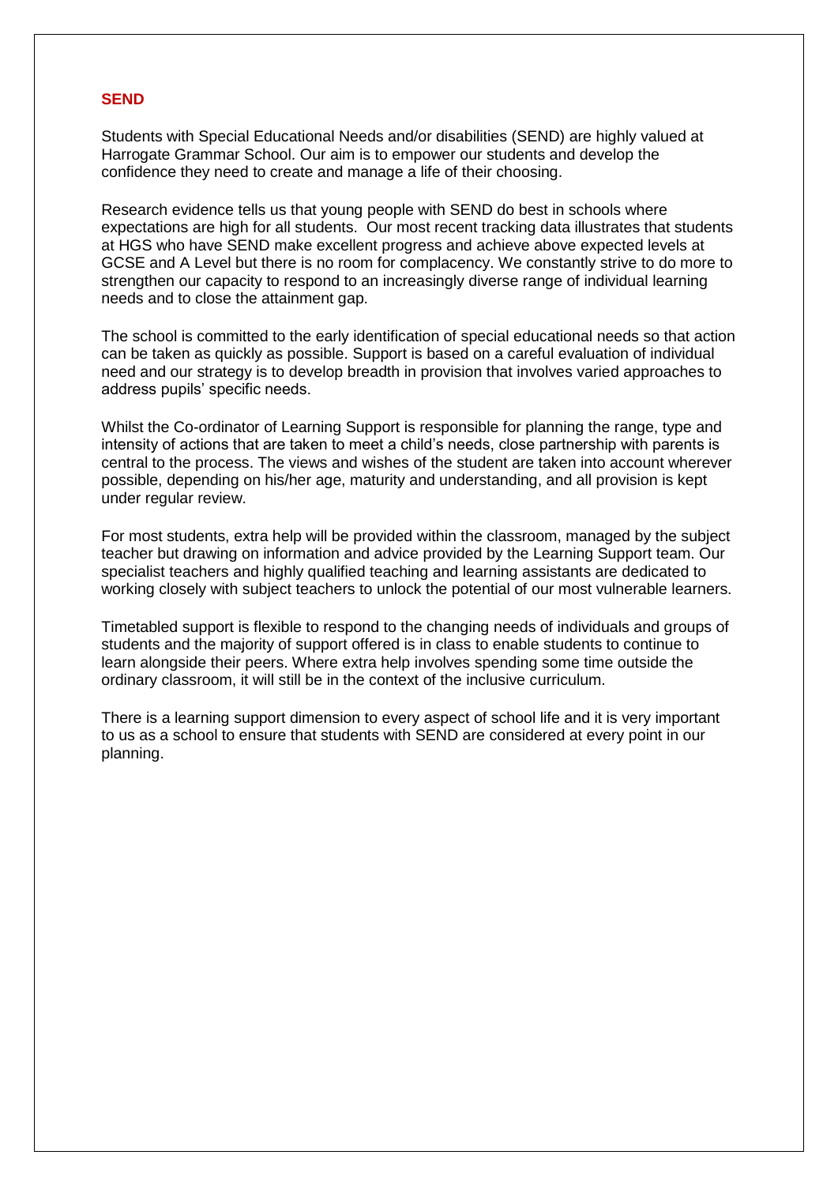## SEND

Students with Special Educational Needs and/or disabilities (SEND) are highly valued at Harrogate Grammar School. Our aim is to empower our students and develop the confidence they need to create and manage a life of their choosing.

Research evidence tells us that young people with SEND do best in schools where expectations are high for all students. Our most recent tracking data illustrates that students at HGS who have SEND make excellent progress and achieve above expected levels at GCSE and A Level but there is no room for complacency. We constantly strive to do more to strengthen our capacity to respond to an increasingly diverse range of individual learning needs and to close the attainment gap.

The school is committed to the early identification of special educational needs so that action can be taken as quickly as possible. Support is based on a careful evaluation of individual need and our strategy is to develop breadth in provision that involves varied approaches to address pupils' specific needs.

Whilst the Co-ordinator of Learning Support is responsible for planning the range, type and intensity of actions that are taken to meet a child's needs, close partnership with parents is central to the process. The views and wishes of the student are taken into account wherever possible, depending on his/her age, maturity and understanding, and all provision is kept under regular review.

For most students, extra help will be provided within the classroom, managed by the subject teacher but drawing on information and advice provided by the Learning Support team. Our specialist teachers and highly qualified teaching and learning assistants are dedicated to working closely with subject teachers to unlock the potential of our most vulnerable learners.

Timetabled support is flexible to respond to the changing needs of individuals and groups of students and the majority of support offered is in class to enable students to continue to learn alongside their peers. Where extra help involves spending some time outside the ordinary classroom, it will still be in the context of the inclusive curriculum.

There is a learning support dimension to every aspect of school life and it is very important to us as a school to ensure that students with SEND are considered at every point in our planning.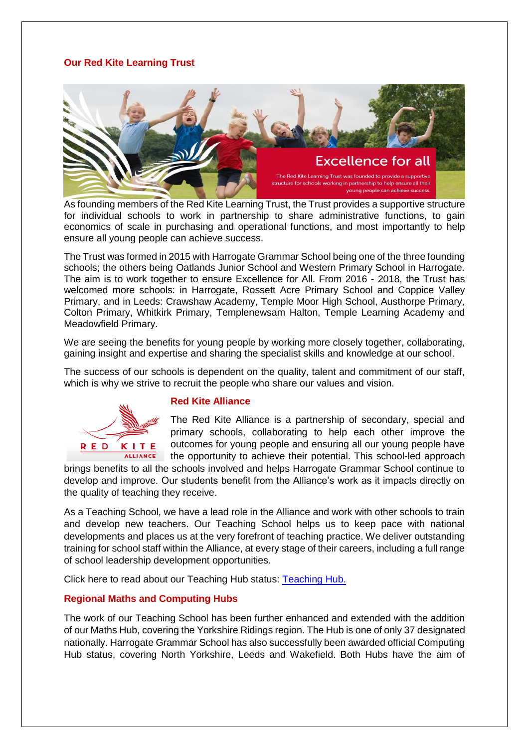## Our Red Kite Learning Trust

As founding members of the Red Kite Learning Trust, the Trust provides a supportive structure for individual schools to work in partnership to share administrative functions, to gain economics of scale in purchasing and operational functions, and most importantly to help ensure all young people can achieve success.

The Trust was formed in 2015 with Harrogate Grammar School being one of the three founding schools; the others being Oatlands Junior School and Western Primary School in Harrogate. The aim is to work together to ensure Excellence for All. From 2016 - 2018, the Trust has welcomed more schools: in Harrogate, Rossett Acre Primary School and Coppice Valley Primary, and in Leeds: Crawshaw Academy, Temple Moor High School, Austhorpe Primary, Colton Primary, Whitkirk Primary, Templenewsam Halton, Temple Learning Academy and Meadowfield Primary.

We are seeing the benefits for young people by working more closely together, collaborating, gaining insight and expertise and sharing the specialist skills and knowledge at our school.

The success of our schools is dependent on the quality, talent and commitment of our staff, which is why we strive to recruit the people who share our values and vision.

### Red Kite Alliance

The Red Kite Alliance is a partnership of secondary, special and primary schools, collaborating to help each other improve the outcomes for young people and ensuring all our young people have the opportunity to achieve their potential. This school-led approach brings benefits to all the schools involved and helps Harrogate Grammar School continue to develop and improve. Our students benefit from the Alliance's work as it impacts directly on the quality of teaching they receive.

As a Teaching School, we have a lead role in the Alliance and work with other schools to train and develop new teachers. Our Teaching School helps us to keep pace with national developments and places us at the very forefront of teaching practice. We deliver outstanding training for school staff within the Alliance, at every stage of their careers, including a full range of school leadership development opportunities.

Click here to read about our Teaching Hub status: Teaching Hub.

### Regional Maths and Computing Hubs

The work of our Teaching School has been further enhanced and extended with the addition of our Maths Hub, covering the Yorkshire Ridings region. The Hub is one of only 37 designated nationally. Harrogate Grammar School has also successfully been awarded official Computing Hub status, covering North Yorkshire, Leeds and Wakefield. Both Hubs have the aim of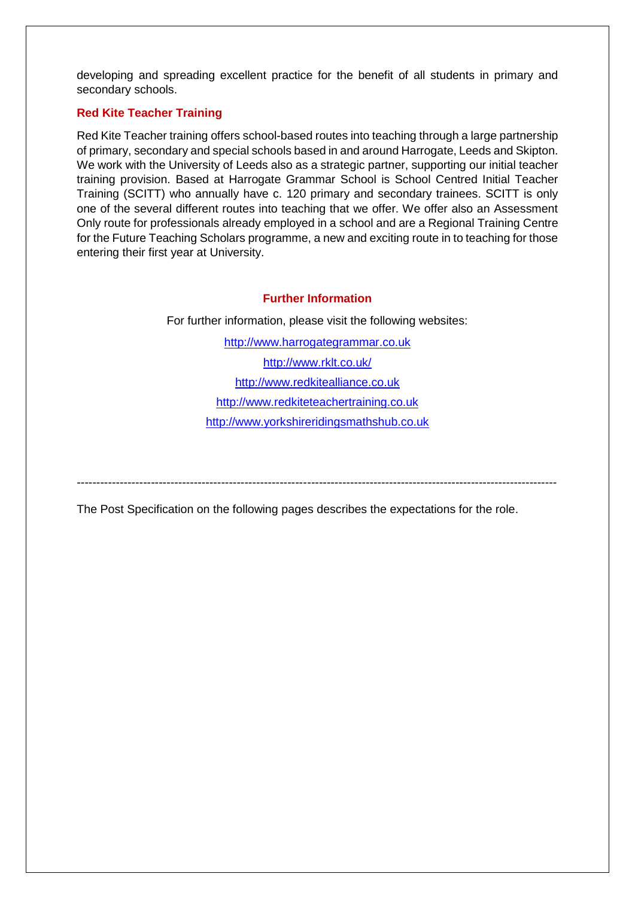developing and spreading excellent practice for the benefit of all students in primary and secondary schools.

### Red Kite Teacher Training

Red Kite Teacher training offers school-based routes into teaching through a large partnership of primary, secondary and special schools based in and around Harrogate, Leeds and Skipton. We work with the University of Leeds also as a strategic partner, supporting our initial teacher training provision. Based at Harrogate Grammar School is School Centred Initial Teacher Training (SCITT) who annually have c. 120 primary and secondary trainees. SCITT is only one of the several different routes into teaching that we offer. We offer also an Assessment Only route for professionals already employed in a school and are a Regional Training Centre for the Future Teaching Scholars programme, a new and exciting route in to teaching for those entering their first year at University.

### Further Information

For further information, please visit the following websites:

http://www.harrogategrammar.co.uk

http://www.rklt.co.uk/

http://www.redkitealliance.co.uk

http://www.redkiteteachertraining.co.uk

http://www.yorkshireridingsmathshub.co.uk

---

The Post Specification on the following pages describes the expectations for the role.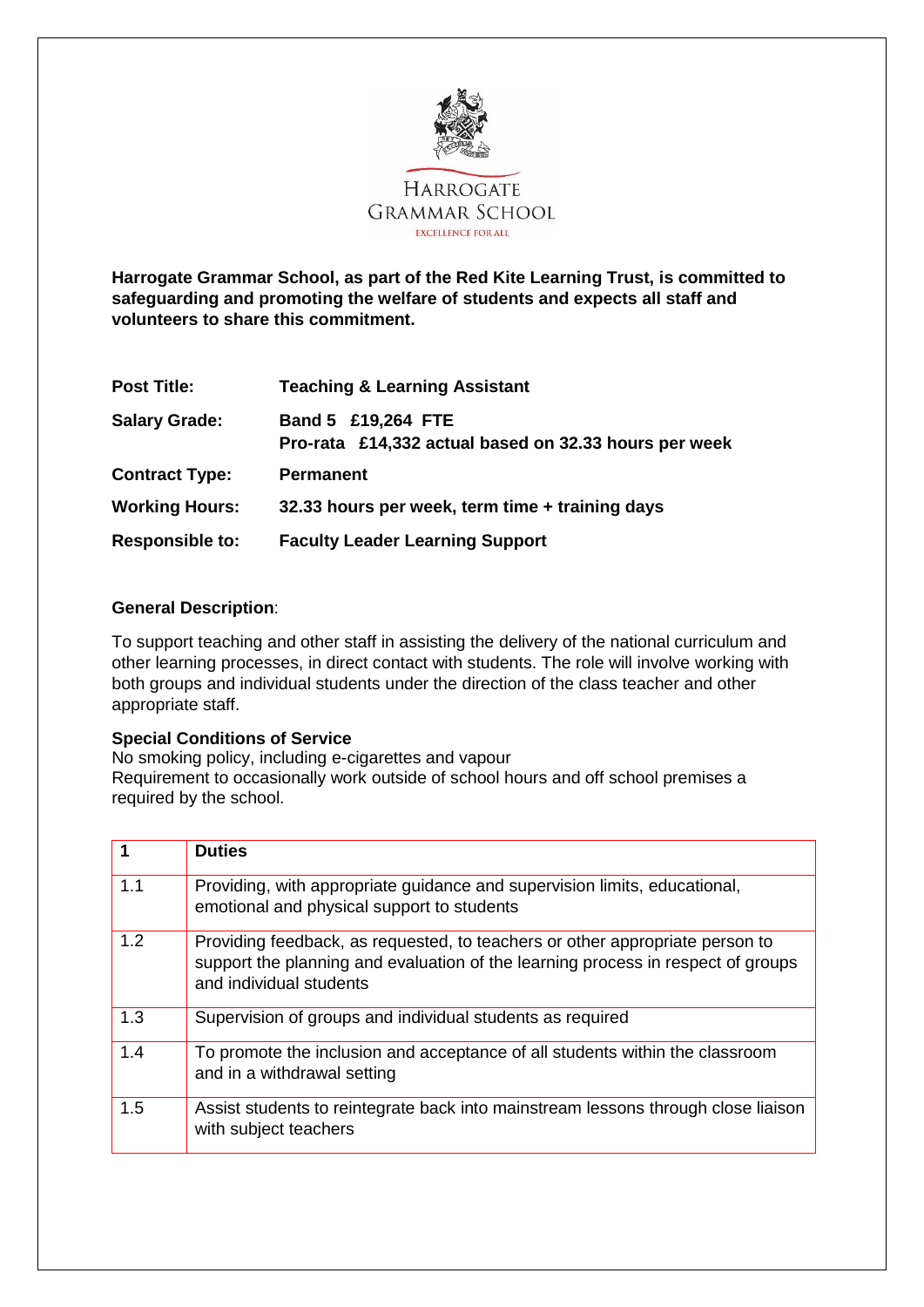HARROGATE GRAMMAR SCHOOL

EXCELLENCE FOR ALL

**Harrogate Grammar School, as part of the Red Kite Learning Trust, is committed to safeguarding and promoting the welfare of students and expects all staff and volunteers to share this commitment.**

| | |
|---|---|
| **Post Title:** | **Teaching & Learning Assistant** |
| **Salary Grade:** | **Band 5 £19,264 FTE**<br>**Pro-rata £14,332 actual based on 32.33 hours per week** |
| **Contract Type:** | **Permanent** |
| **Working Hours:** | **32.33 hours per week, term time + training days** |
| **Responsible to:** | **Faculty Leader Learning Support** |

**General Description**:

To support teaching and other staff in assisting the delivery of the national curriculum and other learning processes, in direct contact with students. The role will involve working with both groups and individual students under the direction of the class teacher and other appropriate staff.

**Special Conditions of Service**

No smoking policy, including e-cigarettes and vapour
Requirement to occasionally work outside of school hours and off school premises a required by the school.

| **1** | **Duties** |
|---|---|
| 1.1 | Providing, with appropriate guidance and supervision limits, educational, emotional and physical support to students |
| 1.2 | Providing feedback, as requested, to teachers or other appropriate person to support the planning and evaluation of the learning process in respect of groups and individual students |
| 1.3 | Supervision of groups and individual students as required |
| 1.4 | To promote the inclusion and acceptance of all students within the classroom and in a withdrawal setting |
| 1.5 | Assist students to reintegrate back into mainstream lessons through close liaison with subject teachers |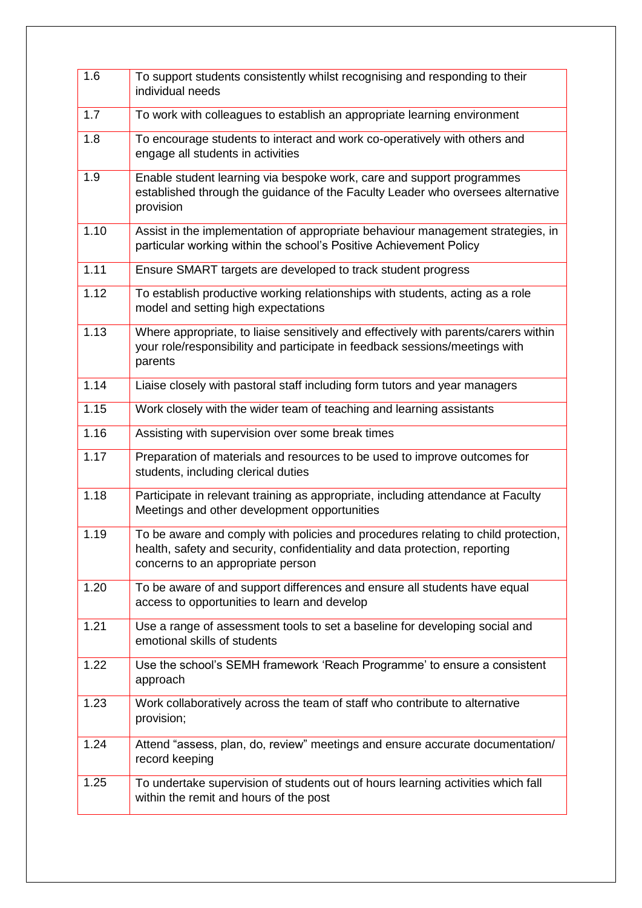| | |
|---|---|
| 1.6 | To support students consistently whilst recognising and responding to their individual needs |
| 1.7 | To work with colleagues to establish an appropriate learning environment |
| 1.8 | To encourage students to interact and work co-operatively with others and engage all students in activities |
| 1.9 | Enable student learning via bespoke work, care and support programmes established through the guidance of the Faculty Leader who oversees alternative provision |
| 1.10 | Assist in the implementation of appropriate behaviour management strategies, in particular working within the school's Positive Achievement Policy |
| 1.11 | Ensure SMART targets are developed to track student progress |
| 1.12 | To establish productive working relationships with students, acting as a role model and setting high expectations |
| 1.13 | Where appropriate, to liaise sensitively and effectively with parents/carers within your role/responsibility and participate in feedback sessions/meetings with parents |
| 1.14 | Liaise closely with pastoral staff including form tutors and year managers |
| 1.15 | Work closely with the wider team of teaching and learning assistants |
| 1.16 | Assisting with supervision over some break times |
| 1.17 | Preparation of materials and resources to be used to improve outcomes for students, including clerical duties |
| 1.18 | Participate in relevant training as appropriate, including attendance at Faculty Meetings and other development opportunities |
| 1.19 | To be aware and comply with policies and procedures relating to child protection, health, safety and security, confidentiality and data protection, reporting concerns to an appropriate person |
| 1.20 | To be aware of and support differences and ensure all students have equal access to opportunities to learn and develop |
| 1.21 | Use a range of assessment tools to set a baseline for developing social and emotional skills of students |
| 1.22 | Use the school's SEMH framework 'Reach Programme' to ensure a consistent approach |
| 1.23 | Work collaboratively across the team of staff who contribute to alternative provision; |
| 1.24 | Attend "assess, plan, do, review" meetings and ensure accurate documentation/ record keeping |
| 1.25 | To undertake supervision of students out of hours learning activities which fall within the remit and hours of the post |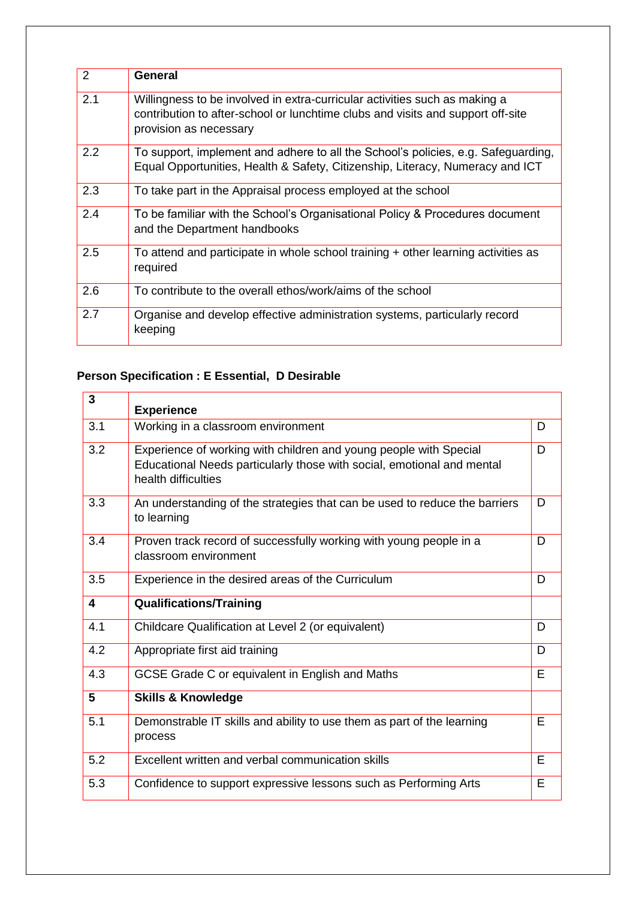| 2 | **General** |
|---|---|
| 2.1 | Willingness to be involved in extra-curricular activities such as making a contribution to after-school or lunchtime clubs and visits and support off-site provision as necessary |
| 2.2 | To support, implement and adhere to all the School's policies, e.g. Safeguarding, Equal Opportunities, Health & Safety, Citizenship, Literacy, Numeracy and ICT |
| 2.3 | To take part in the Appraisal process employed at the school |
| 2.4 | To be familiar with the School's Organisational Policy & Procedures document and the Department handbooks |
| 2.5 | To attend and participate in whole school training + other learning activities as required |
| 2.6 | To contribute to the overall ethos/work/aims of the school |
| 2.7 | Organise and develop effective administration systems, particularly record keeping |

**Person Specification : E Essential, D Desirable**

| **3** | **Experience** | |
|---|---|---|
| 3.1 | Working in a classroom environment | D |
| 3.2 | Experience of working with children and young people with Special Educational Needs particularly those with social, emotional and mental health difficulties | D |
| 3.3 | An understanding of the strategies that can be used to reduce the barriers to learning | D |
| 3.4 | Proven track record of successfully working with young people in a classroom environment | D |
| 3.5 | Experience in the desired areas of the Curriculum | D |
| **4** | **Qualifications/Training** | |
| 4.1 | Childcare Qualification at Level 2 (or equivalent) | D |
| 4.2 | Appropriate first aid training | D |
| 4.3 | GCSE Grade C or equivalent in English and Maths | E |
| **5** | **Skills & Knowledge** | |
| 5.1 | Demonstrable IT skills and ability to use them as part of the learning process | E |
| 5.2 | Excellent written and verbal communication skills | E |
| 5.3 | Confidence to support expressive lessons such as Performing Arts | E |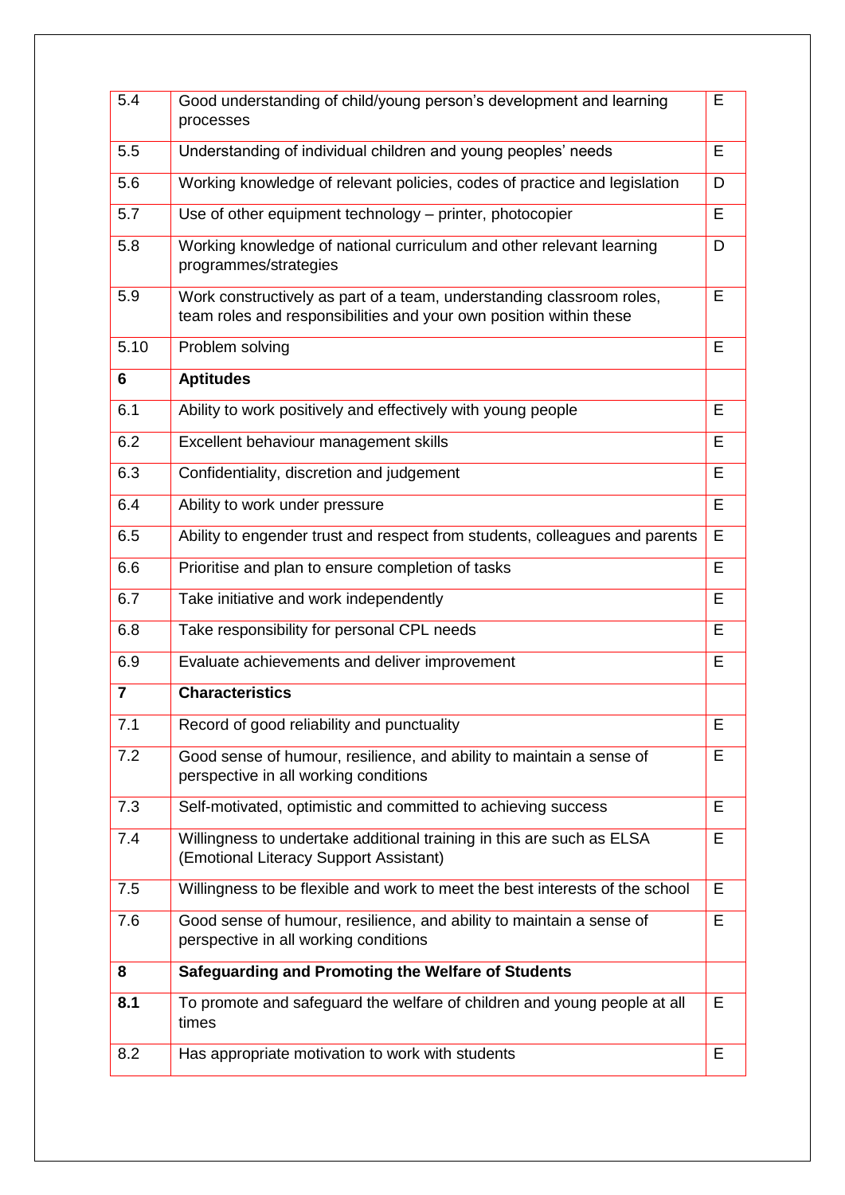| 5.4 | Good understanding of child/young person's development and learning processes | E |
|---|---|---|
| 5.5 | Understanding of individual children and young peoples' needs | E |
| 5.6 | Working knowledge of relevant policies, codes of practice and legislation | D |
| 5.7 | Use of other equipment technology – printer, photocopier | E |
| 5.8 | Working knowledge of national curriculum and other relevant learning programmes/strategies | D |
| 5.9 | Work constructively as part of a team, understanding classroom roles, team roles and responsibilities and your own position within these | E |
| 5.10 | Problem solving | E |
| **6** | **Aptitudes** | |
| 6.1 | Ability to work positively and effectively with young people | E |
| 6.2 | Excellent behaviour management skills | E |
| 6.3 | Confidentiality, discretion and judgement | E |
| 6.4 | Ability to work under pressure | E |
| 6.5 | Ability to engender trust and respect from students, colleagues and parents | E |
| 6.6 | Prioritise and plan to ensure completion of tasks | E |
| 6.7 | Take initiative and work independently | E |
| 6.8 | Take responsibility for personal CPL needs | E |
| 6.9 | Evaluate achievements and deliver improvement | E |
| **7** | **Characteristics** | |
| 7.1 | Record of good reliability and punctuality | E |
| 7.2 | Good sense of humour, resilience, and ability to maintain a sense of perspective in all working conditions | E |
| 7.3 | Self-motivated, optimistic and committed to achieving success | E |
| 7.4 | Willingness to undertake additional training in this are such as ELSA (Emotional Literacy Support Assistant) | E |
| 7.5 | Willingness to be flexible and work to meet the best interests of the school | E |
| 7.6 | Good sense of humour, resilience, and ability to maintain a sense of perspective in all working conditions | E |
| **8** | **Safeguarding and Promoting the Welfare of Students** | |
| **8.1** | To promote and safeguard the welfare of children and young people at all times | E |
| 8.2 | Has appropriate motivation to work with students | E |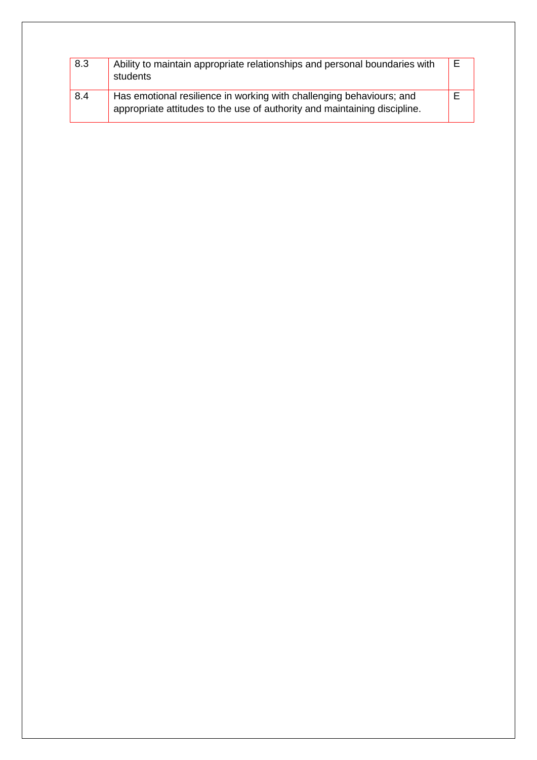| | | |
|---|---|---|
| 8.3 | Ability to maintain appropriate relationships and personal boundaries with students | E |
| 8.4 | Has emotional resilience in working with challenging behaviours; and appropriate attitudes to the use of authority and maintaining discipline. | E |